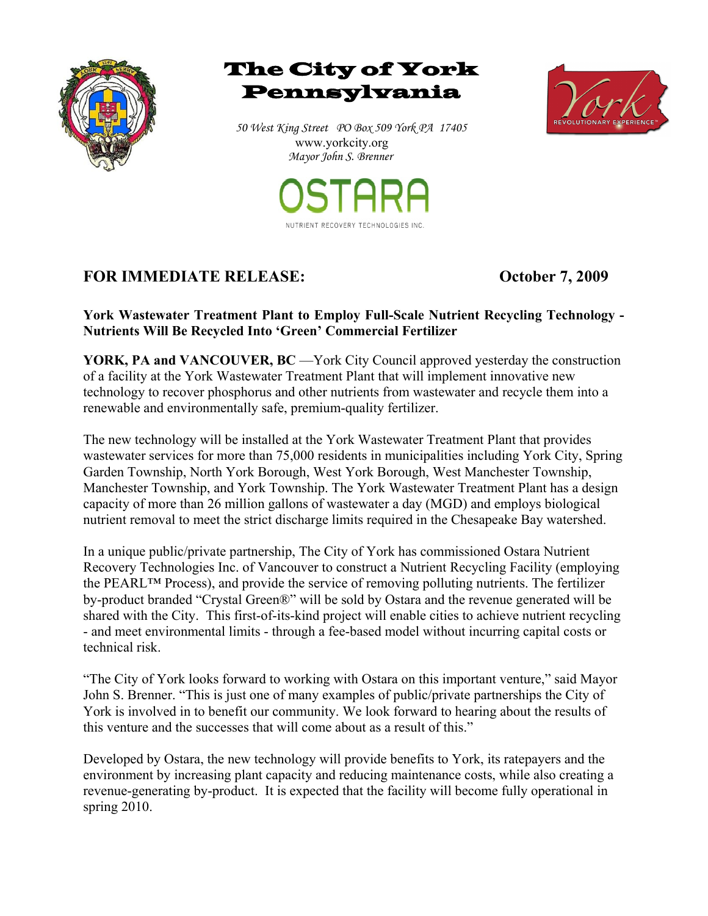# The City of York Pennsylvania

*50 West King Street PO Box 509 York PA 17405*
www.yorkcity.org
*Mayor John S. Brenner*

OSTARA
NUTRIENT RECOVERY TECHNOLOGIES INC.

**FOR IMMEDIATE RELEASE:** **October 7, 2009**

**York Wastewater Treatment Plant to Employ Full-Scale Nutrient Recycling Technology - Nutrients Will Be Recycled Into 'Green' Commercial Fertilizer**

**YORK, PA and VANCOUVER, BC** —York City Council approved yesterday the construction of a facility at the York Wastewater Treatment Plant that will implement innovative new technology to recover phosphorus and other nutrients from wastewater and recycle them into a renewable and environmentally safe, premium-quality fertilizer.

The new technology will be installed at the York Wastewater Treatment Plant that provides wastewater services for more than 75,000 residents in municipalities including York City, Spring Garden Township, North York Borough, West York Borough, West Manchester Township, Manchester Township, and York Township. The York Wastewater Treatment Plant has a design capacity of more than 26 million gallons of wastewater a day (MGD) and employs biological nutrient removal to meet the strict discharge limits required in the Chesapeake Bay watershed.

In a unique public/private partnership, The City of York has commissioned Ostara Nutrient Recovery Technologies Inc. of Vancouver to construct a Nutrient Recycling Facility (employing the PEARL™ Process), and provide the service of removing polluting nutrients. The fertilizer by-product branded "Crystal Green®" will be sold by Ostara and the revenue generated will be shared with the City. This first-of-its-kind project will enable cities to achieve nutrient recycling - and meet environmental limits - through a fee-based model without incurring capital costs or technical risk.

"The City of York looks forward to working with Ostara on this important venture," said Mayor John S. Brenner. "This is just one of many examples of public/private partnerships the City of York is involved in to benefit our community. We look forward to hearing about the results of this venture and the successes that will come about as a result of this."

Developed by Ostara, the new technology will provide benefits to York, its ratepayers and the environment by increasing plant capacity and reducing maintenance costs, while also creating a revenue-generating by-product. It is expected that the facility will become fully operational in spring 2010.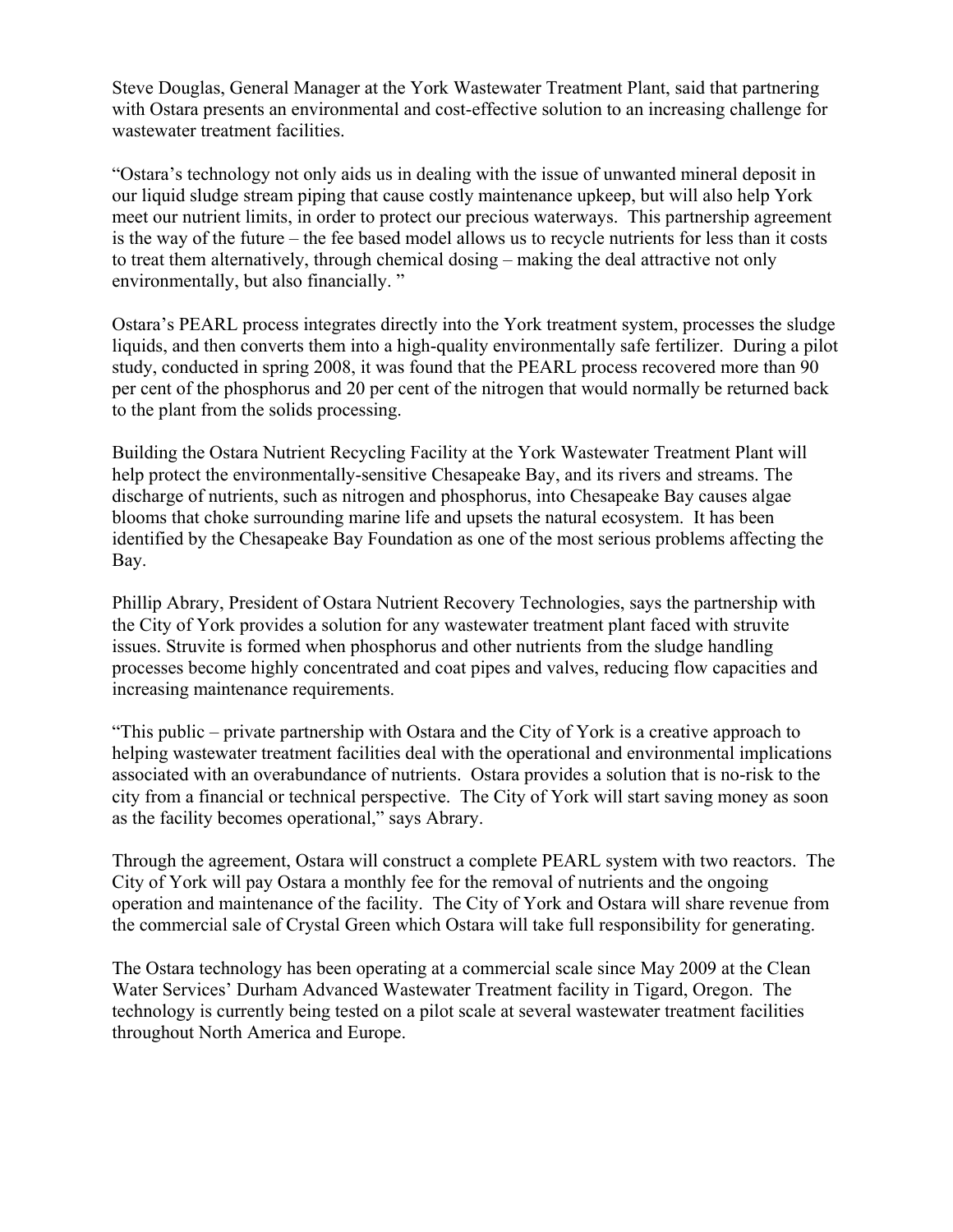Steve Douglas, General Manager at the York Wastewater Treatment Plant, said that partnering with Ostara presents an environmental and cost-effective solution to an increasing challenge for wastewater treatment facilities.

"Ostara's technology not only aids us in dealing with the issue of unwanted mineral deposit in our liquid sludge stream piping that cause costly maintenance upkeep, but will also help York meet our nutrient limits, in order to protect our precious waterways. This partnership agreement is the way of the future – the fee based model allows us to recycle nutrients for less than it costs to treat them alternatively, through chemical dosing – making the deal attractive not only environmentally, but also financially. "

Ostara's PEARL process integrates directly into the York treatment system, processes the sludge liquids, and then converts them into a high-quality environmentally safe fertilizer. During a pilot study, conducted in spring 2008, it was found that the PEARL process recovered more than 90 per cent of the phosphorus and 20 per cent of the nitrogen that would normally be returned back to the plant from the solids processing.

Building the Ostara Nutrient Recycling Facility at the York Wastewater Treatment Plant will help protect the environmentally-sensitive Chesapeake Bay, and its rivers and streams. The discharge of nutrients, such as nitrogen and phosphorus, into Chesapeake Bay causes algae blooms that choke surrounding marine life and upsets the natural ecosystem. It has been identified by the Chesapeake Bay Foundation as one of the most serious problems affecting the Bay.

Phillip Abrary, President of Ostara Nutrient Recovery Technologies, says the partnership with the City of York provides a solution for any wastewater treatment plant faced with struvite issues. Struvite is formed when phosphorus and other nutrients from the sludge handling processes become highly concentrated and coat pipes and valves, reducing flow capacities and increasing maintenance requirements.

"This public – private partnership with Ostara and the City of York is a creative approach to helping wastewater treatment facilities deal with the operational and environmental implications associated with an overabundance of nutrients. Ostara provides a solution that is no-risk to the city from a financial or technical perspective. The City of York will start saving money as soon as the facility becomes operational," says Abrary.

Through the agreement, Ostara will construct a complete PEARL system with two reactors. The City of York will pay Ostara a monthly fee for the removal of nutrients and the ongoing operation and maintenance of the facility. The City of York and Ostara will share revenue from the commercial sale of Crystal Green which Ostara will take full responsibility for generating.

The Ostara technology has been operating at a commercial scale since May 2009 at the Clean Water Services' Durham Advanced Wastewater Treatment facility in Tigard, Oregon. The technology is currently being tested on a pilot scale at several wastewater treatment facilities throughout North America and Europe.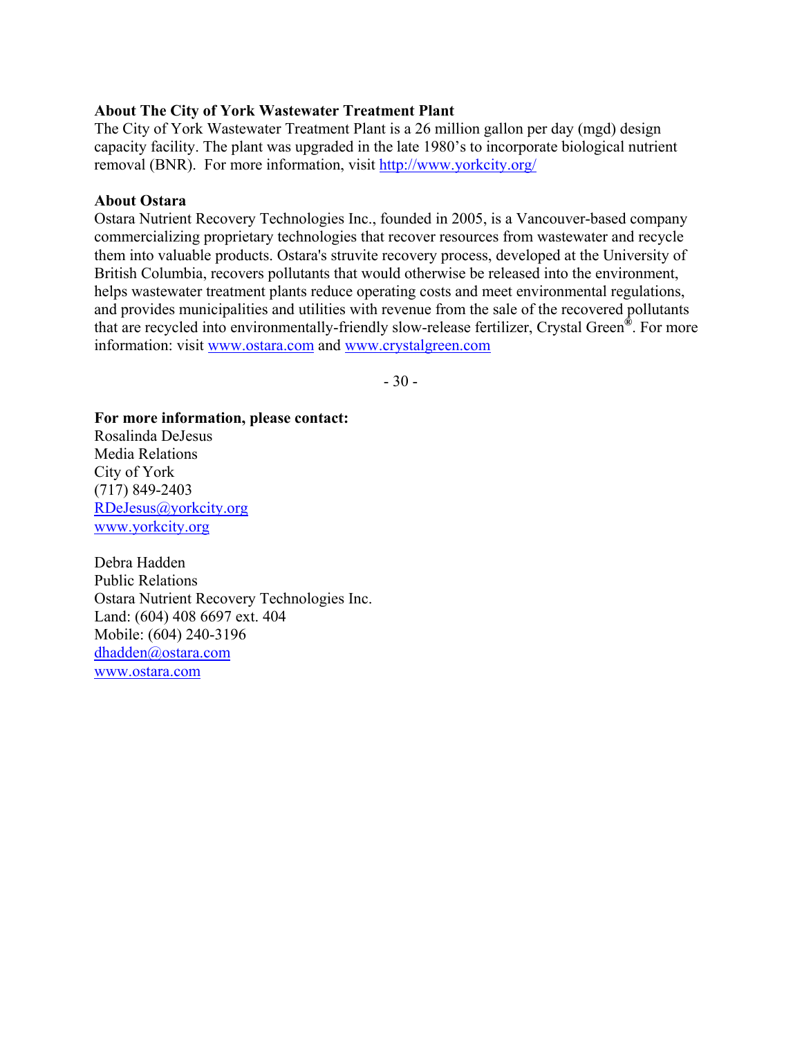**About The City of York Wastewater Treatment Plant**
The City of York Wastewater Treatment Plant is a 26 million gallon per day (mgd) design capacity facility. The plant was upgraded in the late 1980's to incorporate biological nutrient removal (BNR). For more information, visit http://www.yorkcity.org/

**About Ostara**
Ostara Nutrient Recovery Technologies Inc., founded in 2005, is a Vancouver-based company commercializing proprietary technologies that recover resources from wastewater and recycle them into valuable products. Ostara's struvite recovery process, developed at the University of British Columbia, recovers pollutants that would otherwise be released into the environment, helps wastewater treatment plants reduce operating costs and meet environmental regulations, and provides municipalities and utilities with revenue from the sale of the recovered pollutants that are recycled into environmentally-friendly slow-release fertilizer, Crystal Green®. For more information: visit www.ostara.com and www.crystalgreen.com

- 30 -

**For more information, please contact:**
Rosalinda DeJesus
Media Relations
City of York
(717) 849-2403
RDeJesus@yorkcity.org
www.yorkcity.org

Debra Hadden
Public Relations
Ostara Nutrient Recovery Technologies Inc.
Land: (604) 408 6697 ext. 404
Mobile: (604) 240-3196
dhadden@ostara.com
www.ostara.com